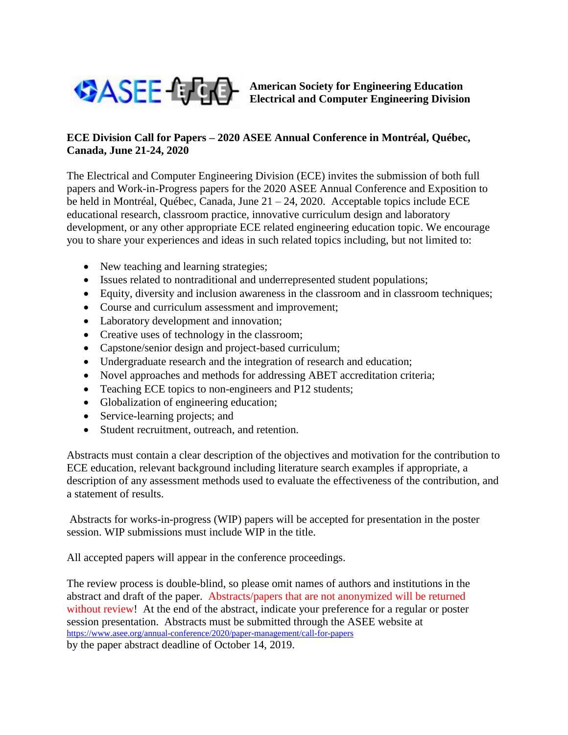**American Society for Engineering Education**
**Electrical and Computer Engineering Division**

## ECE Division Call for Papers – 2020 ASEE Annual Conference in Montréal, Québec, Canada, June 21-24, 2020

The Electrical and Computer Engineering Division (ECE) invites the submission of both full papers and Work-in-Progress papers for the 2020 ASEE Annual Conference and Exposition to be held in Montréal, Québec, Canada, June 21 – 24, 2020. Acceptable topics include ECE educational research, classroom practice, innovative curriculum design and laboratory development, or any other appropriate ECE related engineering education topic. We encourage you to share your experiences and ideas in such related topics including, but not limited to:

- New teaching and learning strategies;
- Issues related to nontraditional and underrepresented student populations;
- Equity, diversity and inclusion awareness in the classroom and in classroom techniques;
- Course and curriculum assessment and improvement;
- Laboratory development and innovation;
- Creative uses of technology in the classroom;
- Capstone/senior design and project-based curriculum;
- Undergraduate research and the integration of research and education;
- Novel approaches and methods for addressing ABET accreditation criteria;
- Teaching ECE topics to non-engineers and P12 students;
- Globalization of engineering education;
- Service-learning projects; and
- Student recruitment, outreach, and retention.

Abstracts must contain a clear description of the objectives and motivation for the contribution to ECE education, relevant background including literature search examples if appropriate, a description of any assessment methods used to evaluate the effectiveness of the contribution, and a statement of results.

Abstracts for works-in-progress (WIP) papers will be accepted for presentation in the poster session. WIP submissions must include WIP in the title.

All accepted papers will appear in the conference proceedings.

The review process is double-blind, so please omit names of authors and institutions in the abstract and draft of the paper. Abstracts/papers that are not anonymized will be returned without review! At the end of the abstract, indicate your preference for a regular or poster session presentation. Abstracts must be submitted through the ASEE website at https://www.asee.org/annual-conference/2020/paper-management/call-for-papers by the paper abstract deadline of October 14, 2019.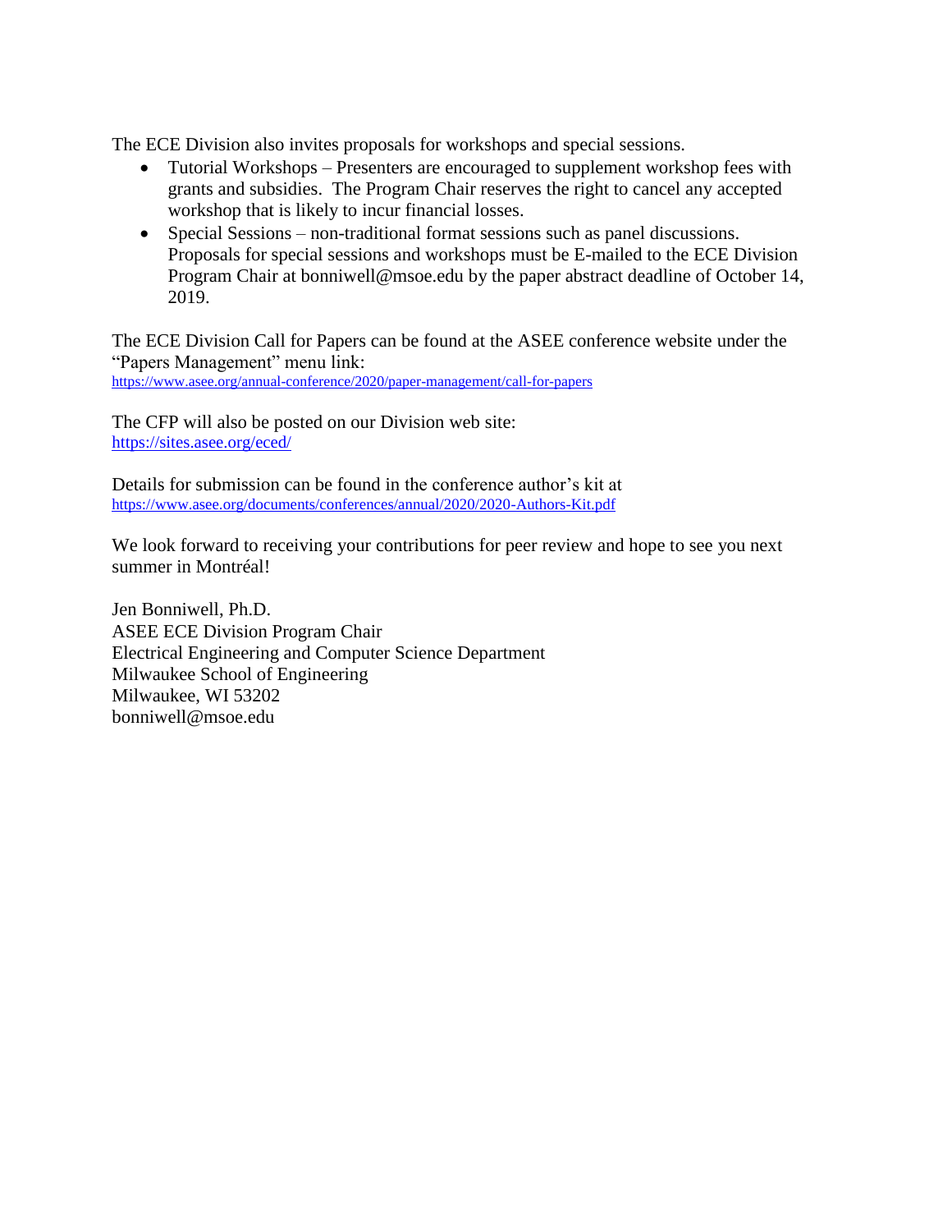The ECE Division also invites proposals for workshops and special sessions.

- Tutorial Workshops – Presenters are encouraged to supplement workshop fees with grants and subsidies. The Program Chair reserves the right to cancel any accepted workshop that is likely to incur financial losses.
- Special Sessions – non-traditional format sessions such as panel discussions. Proposals for special sessions and workshops must be E-mailed to the ECE Division Program Chair at bonniwell@msoe.edu by the paper abstract deadline of October 14, 2019.

The ECE Division Call for Papers can be found at the ASEE conference website under the "Papers Management" menu link:
https://www.asee.org/annual-conference/2020/paper-management/call-for-papers

The CFP will also be posted on our Division web site:
https://sites.asee.org/eced/

Details for submission can be found in the conference author's kit at
https://www.asee.org/documents/conferences/annual/2020/2020-Authors-Kit.pdf

We look forward to receiving your contributions for peer review and hope to see you next summer in Montréal!

Jen Bonniwell, Ph.D.
ASEE ECE Division Program Chair
Electrical Engineering and Computer Science Department
Milwaukee School of Engineering
Milwaukee, WI 53202
bonniwell@msoe.edu